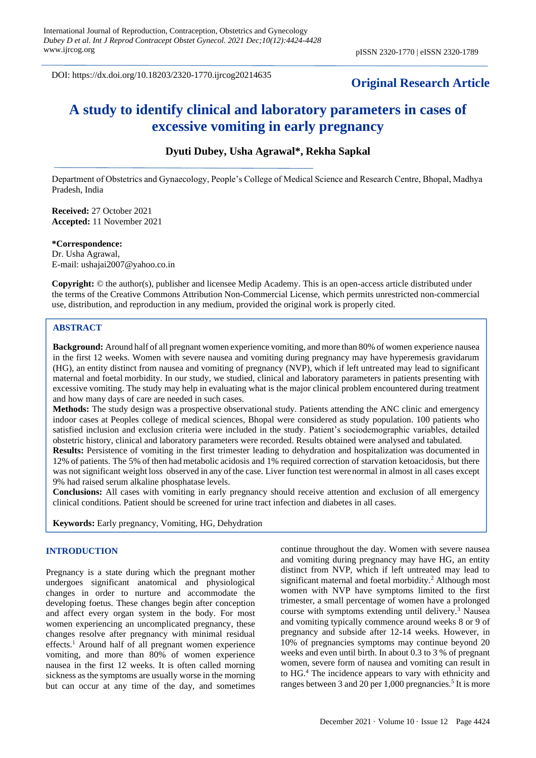DOI: https://dx.doi.org/10.18203/2320-1770.ijrcog20214635

**Original Research Article**

# A study to identify clinical and laboratory parameters in cases of excessive vomiting in early pregnancy

**Dyuti Dubey, Usha Agrawal*, Rekha Sapkal**

Department of Obstetrics and Gynaecology, People's College of Medical Science and Research Centre, Bhopal, Madhya Pradesh, India

**Received:** 27 October 2021
**Accepted:** 11 November 2021

**\*Correspondence:**
Dr. Usha Agrawal,
E-mail: ushajai2007@yahoo.co.in

**Copyright:** © the author(s), publisher and licensee Medip Academy. This is an open-access article distributed under the terms of the Creative Commons Attribution Non-Commercial License, which permits unrestricted non-commercial use, distribution, and reproduction in any medium, provided the original work is properly cited.

## ABSTRACT

**Background:** Around half of all pregnant women experience vomiting, and more than 80% of women experience nausea in the first 12 weeks. Women with severe nausea and vomiting during pregnancy may have hyperemesis gravidarum (HG), an entity distinct from nausea and vomiting of pregnancy (NVP), which if left untreated may lead to significant maternal and foetal morbidity. In our study, we studied, clinical and laboratory parameters in patients presenting with excessive vomiting. The study may help in evaluating what is the major clinical problem encountered during treatment and how many days of care are needed in such cases.

**Methods:** The study design was a prospective observational study. Patients attending the ANC clinic and emergency indoor cases at Peoples college of medical sciences, Bhopal were considered as study population. 100 patients who satisfied inclusion and exclusion criteria were included in the study. Patient's sociodemographic variables, detailed obstetric history, clinical and laboratory parameters were recorded. Results obtained were analysed and tabulated.

**Results:** Persistence of vomiting in the first trimester leading to dehydration and hospitalization was documented in 12% of patients. The 5% of then had metabolic acidosis and 1% required correction of starvation ketoacidosis, but there was not significant weight loss observed in any of the case. Liver function test were normal in almost in all cases except 9% had raised serum alkaline phosphatase levels.

**Conclusions:** All cases with vomiting in early pregnancy should receive attention and exclusion of all emergency clinical conditions. Patient should be screened for urine tract infection and diabetes in all cases.

**Keywords:** Early pregnancy, Vomiting, HG, Dehydration

## INTRODUCTION

Pregnancy is a state during which the pregnant mother undergoes significant anatomical and physiological changes in order to nurture and accommodate the developing foetus. These changes begin after conception and affect every organ system in the body. For most women experiencing an uncomplicated pregnancy, these changes resolve after pregnancy with minimal residual effects.[1] Around half of all pregnant women experience vomiting, and more than 80% of women experience nausea in the first 12 weeks. It is often called morning sickness as the symptoms are usually worse in the morning but can occur at any time of the day, and sometimes continue throughout the day. Women with severe nausea and vomiting during pregnancy may have HG, an entity distinct from NVP, which if left untreated may lead to significant maternal and foetal morbidity.[2] Although most women with NVP have symptoms limited to the first trimester, a small percentage of women have a prolonged course with symptoms extending until delivery.[3] Nausea and vomiting typically commence around weeks 8 or 9 of pregnancy and subside after 12-14 weeks. However, in 10% of pregnancies symptoms may continue beyond 20 weeks and even until birth. In about 0.3 to 3 % of pregnant women, severe form of nausea and vomiting can result in to HG.[4] The incidence appears to vary with ethnicity and ranges between 3 and 20 per 1,000 pregnancies.[5] It is more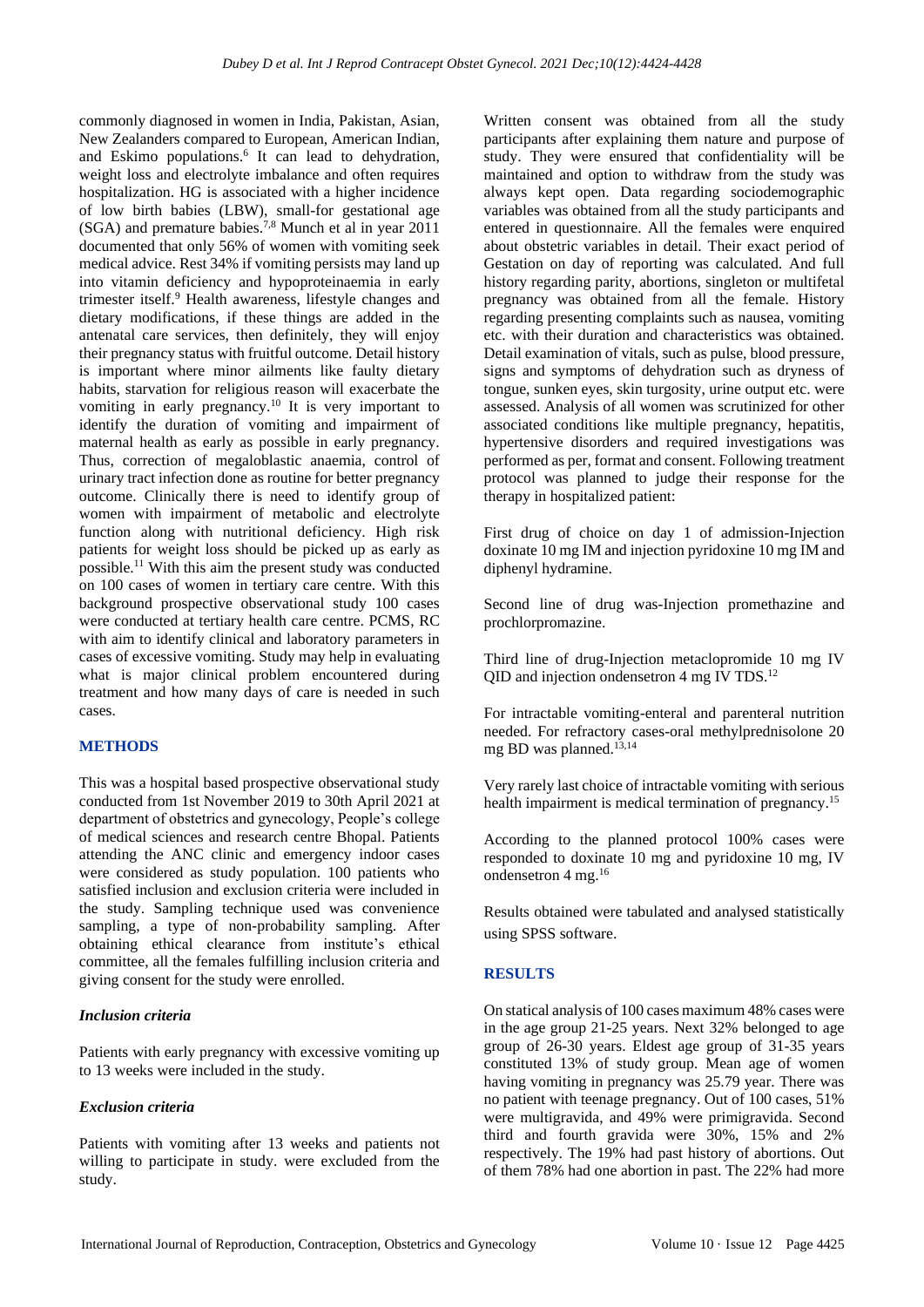commonly diagnosed in women in India, Pakistan, Asian, New Zealanders compared to European, American Indian, and Eskimo populations.[6] It can lead to dehydration, weight loss and electrolyte imbalance and often requires hospitalization. HG is associated with a higher incidence of low birth babies (LBW), small-for gestational age (SGA) and premature babies.[7,8] Munch et al in year 2011 documented that only 56% of women with vomiting seek medical advice. Rest 34% if vomiting persists may land up into vitamin deficiency and hypoproteinaemia in early trimester itself.[9] Health awareness, lifestyle changes and dietary modifications, if these things are added in the antenatal care services, then definitely, they will enjoy their pregnancy status with fruitful outcome. Detail history is important where minor ailments like faulty dietary habits, starvation for religious reason will exacerbate the vomiting in early pregnancy.[10] It is very important to identify the duration of vomiting and impairment of maternal health as early as possible in early pregnancy. Thus, correction of megaloblastic anaemia, control of urinary tract infection done as routine for better pregnancy outcome. Clinically there is need to identify group of women with impairment of metabolic and electrolyte function along with nutritional deficiency. High risk patients for weight loss should be picked up as early as possible.[11] With this aim the present study was conducted on 100 cases of women in tertiary care centre. With this background prospective observational study 100 cases were conducted at tertiary health care centre. PCMS, RC with aim to identify clinical and laboratory parameters in cases of excessive vomiting. Study may help in evaluating what is major clinical problem encountered during treatment and how many days of care is needed in such cases.

## METHODS

This was a hospital based prospective observational study conducted from 1st November 2019 to 30th April 2021 at department of obstetrics and gynecology, People's college of medical sciences and research centre Bhopal. Patients attending the ANC clinic and emergency indoor cases were considered as study population. 100 patients who satisfied inclusion and exclusion criteria were included in the study. Sampling technique used was convenience sampling, a type of non-probability sampling. After obtaining ethical clearance from institute's ethical committee, all the females fulfilling inclusion criteria and giving consent for the study were enrolled.

### *Inclusion criteria*

Patients with early pregnancy with excessive vomiting up to 13 weeks were included in the study.

### *Exclusion criteria*

Patients with vomiting after 13 weeks and patients not willing to participate in study. were excluded from the study.

Written consent was obtained from all the study participants after explaining them nature and purpose of study. They were ensured that confidentiality will be maintained and option to withdraw from the study was always kept open. Data regarding sociodemographic variables was obtained from all the study participants and entered in questionnaire. All the females were enquired about obstetric variables in detail. Their exact period of Gestation on day of reporting was calculated. And full history regarding parity, abortions, singleton or multifetal pregnancy was obtained from all the female. History regarding presenting complaints such as nausea, vomiting etc. with their duration and characteristics was obtained. Detail examination of vitals, such as pulse, blood pressure, signs and symptoms of dehydration such as dryness of tongue, sunken eyes, skin turgosity, urine output etc. were assessed. Analysis of all women was scrutinized for other associated conditions like multiple pregnancy, hepatitis, hypertensive disorders and required investigations was performed as per, format and consent. Following treatment protocol was planned to judge their response for the therapy in hospitalized patient:

First drug of choice on day 1 of admission-Injection doxinate 10 mg IM and injection pyridoxine 10 mg IM and diphenyl hydramine.

Second line of drug was-Injection promethazine and prochlorpromazine.

Third line of drug-Injection metaclopromide 10 mg IV QID and injection ondensetron 4 mg IV TDS.[12]

For intractable vomiting-enteral and parenteral nutrition needed. For refractory cases-oral methylprednisolone 20 mg BD was planned.[13,14]

Very rarely last choice of intractable vomiting with serious health impairment is medical termination of pregnancy.[15]

According to the planned protocol 100% cases were responded to doxinate 10 mg and pyridoxine 10 mg, IV ondensetron 4 mg.[16]

Results obtained were tabulated and analysed statistically using SPSS software.

## RESULTS

On statical analysis of 100 cases maximum 48% cases were in the age group 21-25 years. Next 32% belonged to age group of 26-30 years. Eldest age group of 31-35 years constituted 13% of study group. Mean age of women having vomiting in pregnancy was 25.79 year. There was no patient with teenage pregnancy. Out of 100 cases, 51% were multigravida, and 49% were primigravida. Second third and fourth gravida were 30%, 15% and 2% respectively. The 19% had past history of abortions. Out of them 78% had one abortion in past. The 22% had more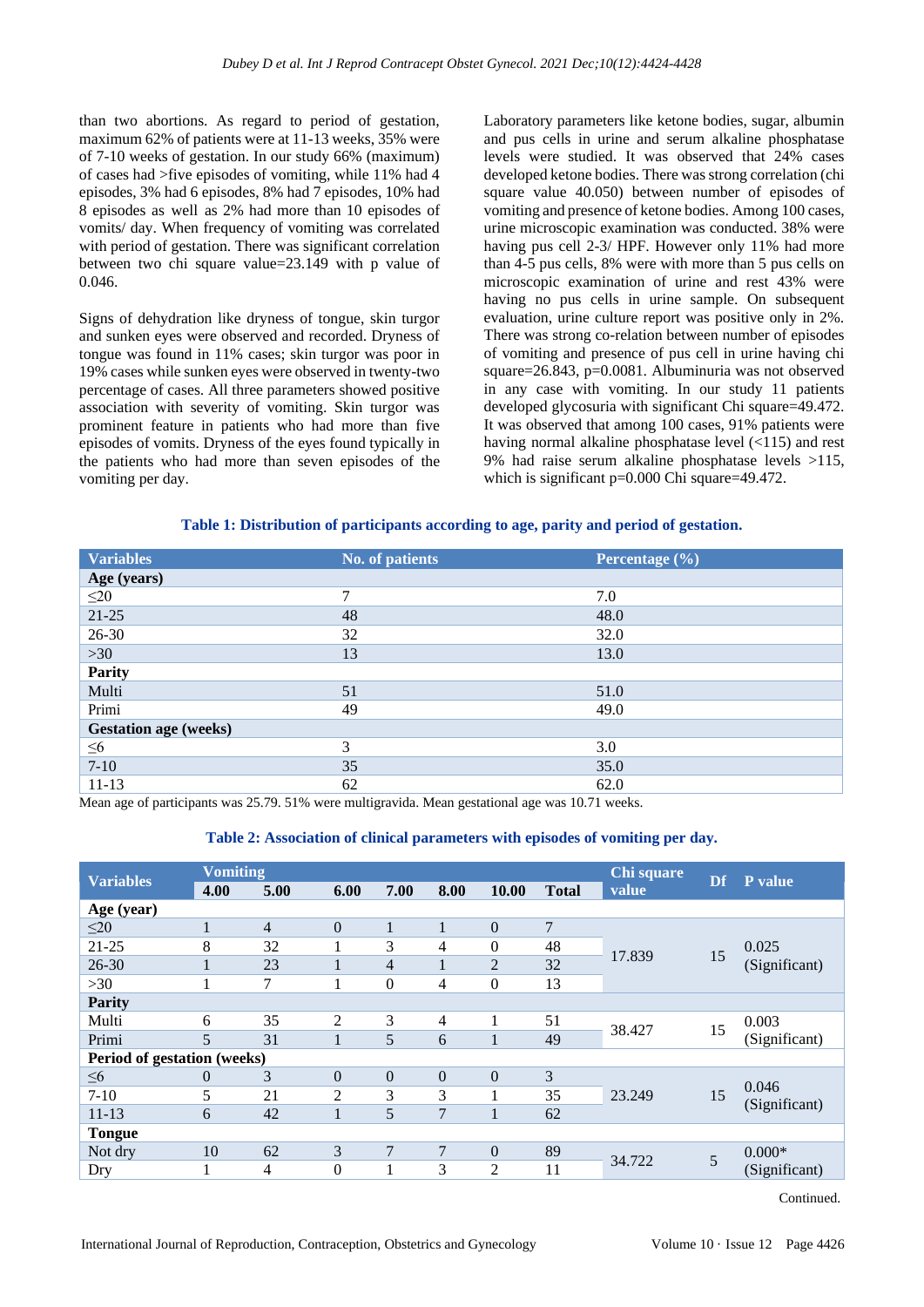than two abortions. As regard to period of gestation, maximum 62% of patients were at 11-13 weeks, 35% were of 7-10 weeks of gestation. In our study 66% (maximum) of cases had >five episodes of vomiting, while 11% had 4 episodes, 3% had 6 episodes, 8% had 7 episodes, 10% had 8 episodes as well as 2% had more than 10 episodes of vomits/ day. When frequency of vomiting was correlated with period of gestation. There was significant correlation between two chi square value=23.149 with p value of 0.046.

Signs of dehydration like dryness of tongue, skin turgor and sunken eyes were observed and recorded. Dryness of tongue was found in 11% cases; skin turgor was poor in 19% cases while sunken eyes were observed in twenty-two percentage of cases. All three parameters showed positive association with severity of vomiting. Skin turgor was prominent feature in patients who had more than five episodes of vomits. Dryness of the eyes found typically in the patients who had more than seven episodes of the vomiting per day.

Laboratory parameters like ketone bodies, sugar, albumin and pus cells in urine and serum alkaline phosphatase levels were studied. It was observed that 24% cases developed ketone bodies. There was strong correlation (chi square value 40.050) between number of episodes of vomiting and presence of ketone bodies. Among 100 cases, urine microscopic examination was conducted. 38% were having pus cell 2-3/ HPF. However only 11% had more than 4-5 pus cells, 8% were with more than 5 pus cells on microscopic examination of urine and rest 43% were having no pus cells in urine sample. On subsequent evaluation, urine culture report was positive only in 2%. There was strong co-relation between number of episodes of vomiting and presence of pus cell in urine having chi square=26.843, p=0.0081. Albuminuria was not observed in any case with vomiting. In our study 11 patients developed glycosuria with significant Chi square=49.472. It was observed that among 100 cases, 91% patients were having normal alkaline phosphatase level (<115) and rest 9% had raise serum alkaline phosphatase levels >115, which is significant p=0.000 Chi square=49.472.

**Table 1: Distribution of participants according to age, parity and period of gestation.**

| Variables | No. of patients | Percentage (%) |
|---|---|---|
| **Age (years)** | | |
| ≤20 | 7 | 7.0 |
| 21-25 | 48 | 48.0 |
| 26-30 | 32 | 32.0 |
| >30 | 13 | 13.0 |
| **Parity** | | |
| Multi | 51 | 51.0 |
| Primi | 49 | 49.0 |
| **Gestation age (weeks)** | | |
| ≤6 | 3 | 3.0 |
| 7-10 | 35 | 35.0 |
| 11-13 | 62 | 62.0 |

Mean age of participants was 25.79. 51% were multigravida. Mean gestational age was 10.71 weeks.

**Table 2: Association of clinical parameters with episodes of vomiting per day.**

| Variables | Vomiting | | | | | | | Chi square value | Df | P value |
|---|---|---|---|---|---|---|---|---|---|---|
| | 4.00 | 5.00 | 6.00 | 7.00 | 8.00 | 10.00 | Total | | | |
| **Age (year)** | | | | | | | | | | |
| ≤20 | 1 | 4 | 0 | 1 | 1 | 0 | 7 | 17.839 | 15 | 0.025 (Significant) |
| 21-25 | 8 | 32 | 1 | 3 | 4 | 0 | 48 | | | |
| 26-30 | 1 | 23 | 1 | 4 | 1 | 2 | 32 | | | |
| >30 | 1 | 7 | 1 | 0 | 4 | 0 | 13 | | | |
| **Parity** | | | | | | | | | | |
| Multi | 6 | 35 | 2 | 3 | 4 | 1 | 51 | 38.427 | 15 | 0.003 (Significant) |
| Primi | 5 | 31 | 1 | 5 | 6 | 1 | 49 | | | |
| **Period of gestation (weeks)** | | | | | | | | | | |
| ≤6 | 0 | 3 | 0 | 0 | 0 | 0 | 3 | 23.249 | 15 | 0.046 (Significant) |
| 7-10 | 5 | 21 | 2 | 3 | 3 | 1 | 35 | | | |
| 11-13 | 6 | 42 | 1 | 5 | 7 | 1 | 62 | | | |
| **Tongue** | | | | | | | | | | |
| Not dry | 10 | 62 | 3 | 7 | 7 | 0 | 89 | 34.722 | 5 | 0.000* (Significant) |
| Dry | 1 | 4 | 0 | 1 | 3 | 2 | 11 | | | |

Continued.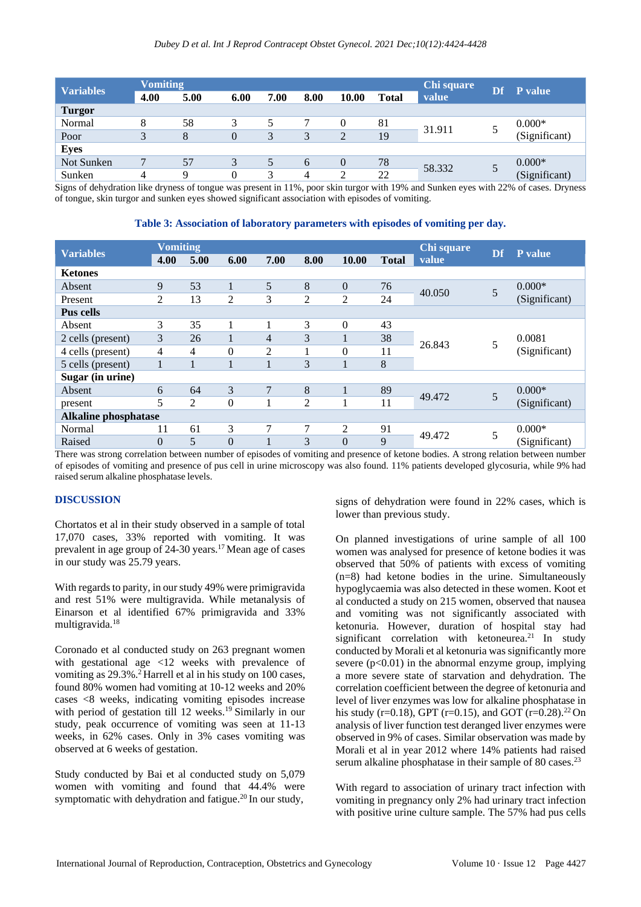| Variables | Vomiting | | | | | | | Chi square value | Df | P value |
|---|---|---|---|---|---|---|---|---|---|---|
| | 4.00 | 5.00 | 6.00 | 7.00 | 8.00 | 10.00 | Total | | | |
| **Turgor** | | | | | | | | | | |
| Normal | 8 | 58 | 3 | 5 | 7 | 0 | 81 | 31.911 | 5 | 0.000* (Significant) |
| Poor | 3 | 8 | 0 | 3 | 3 | 2 | 19 | | | |
| **Eyes** | | | | | | | | | | |
| Not Sunken | 7 | 57 | 3 | 5 | 6 | 0 | 78 | 58.332 | 5 | 0.000* (Significant) |
| Sunken | 4 | 9 | 0 | 3 | 4 | 2 | 22 | | | |

Signs of dehydration like dryness of tongue was present in 11%, poor skin turgor with 19% and Sunken eyes with 22% of cases. Dryness of tongue, skin turgor and sunken eyes showed significant association with episodes of vomiting.

**Table 3: Association of laboratory parameters with episodes of vomiting per day.**

| Variables | Vomiting | | | | | | | Chi square value | Df | P value |
|---|---|---|---|---|---|---|---|---|---|---|
| | 4.00 | 5.00 | 6.00 | 7.00 | 8.00 | 10.00 | Total | | | |
| **Ketones** | | | | | | | | | | |
| Absent | 9 | 53 | 1 | 5 | 8 | 0 | 76 | 40.050 | 5 | 0.000* (Significant) |
| Present | 2 | 13 | 2 | 3 | 2 | 2 | 24 | | | |
| **Pus cells** | | | | | | | | | | |
| Absent | 3 | 35 | 1 | 1 | 3 | 0 | 43 | 26.843 | 5 | 0.0081 (Significant) |
| 2 cells (present) | 3 | 26 | 1 | 4 | 3 | 1 | 38 | | | |
| 4 cells (present) | 4 | 4 | 0 | 2 | 1 | 0 | 11 | | | |
| 5 cells (present) | 1 | 1 | 1 | 1 | 3 | 1 | 8 | | | |
| **Sugar (in urine)** | | | | | | | | | | |
| Absent | 6 | 64 | 3 | 7 | 8 | 1 | 89 | 49.472 | 5 | 0.000* (Significant) |
| present | 5 | 2 | 0 | 1 | 2 | 1 | 11 | | | |
| **Alkaline phosphatase** | | | | | | | | | | |
| Normal | 11 | 61 | 3 | 7 | 7 | 2 | 91 | 49.472 | 5 | 0.000* (Significant) |
| Raised | 0 | 5 | 0 | 1 | 3 | 0 | 9 | | | |

There was strong correlation between number of episodes of vomiting and presence of ketone bodies. A strong relation between number of episodes of vomiting and presence of pus cell in urine microscopy was also found. 11% patients developed glycosuria, while 9% had raised serum alkaline phosphatase levels.

## DISCUSSION

Chortatos et al in their study observed in a sample of total 17,070 cases, 33% reported with vomiting. It was prevalent in age group of 24-30 years.[17] Mean age of cases in our study was 25.79 years.

With regards to parity, in our study 49% were primigravida and rest 51% were multigravida. While metanalysis of Einarson et al identified 67% primigravida and 33% multigravida.[18]

Coronado et al conducted study on 263 pregnant women with gestational age <12 weeks with prevalence of vomiting as 29.3%.[2] Harrell et al in his study on 100 cases, found 80% women had vomiting at 10-12 weeks and 20% cases <8 weeks, indicating vomiting episodes increase with period of gestation till 12 weeks.[19] Similarly in our study, peak occurrence of vomiting was seen at 11-13 weeks, in 62% cases. Only in 3% cases vomiting was observed at 6 weeks of gestation.

Study conducted by Bai et al conducted study on 5,079 women with vomiting and found that 44.4% were symptomatic with dehydration and fatigue.[20] In our study, signs of dehydration were found in 22% cases, which is lower than previous study.

On planned investigations of urine sample of all 100 women was analysed for presence of ketone bodies it was observed that 50% of patients with excess of vomiting (n=8) had ketone bodies in the urine. Simultaneously hypoglycaemia was also detected in these women. Koot et al conducted a study on 215 women, observed that nausea and vomiting was not significantly associated with ketonuria. However, duration of hospital stay had significant correlation with ketoneurea.[21] In study conducted by Morali et al ketonuria was significantly more severe (p<0.01) in the abnormal enzyme group, implying a more severe state of starvation and dehydration. The correlation coefficient between the degree of ketonuria and level of liver enzymes was low for alkaline phosphatase in his study (r=0.18), GPT (r=0.15), and GOT (r=0.28).[22] On analysis of liver function test deranged liver enzymes were observed in 9% of cases. Similar observation was made by Morali et al in year 2012 where 14% patients had raised serum alkaline phosphatase in their sample of 80 cases.[23]

With regard to association of urinary tract infection with vomiting in pregnancy only 2% had urinary tract infection with positive urine culture sample. The 57% had pus cells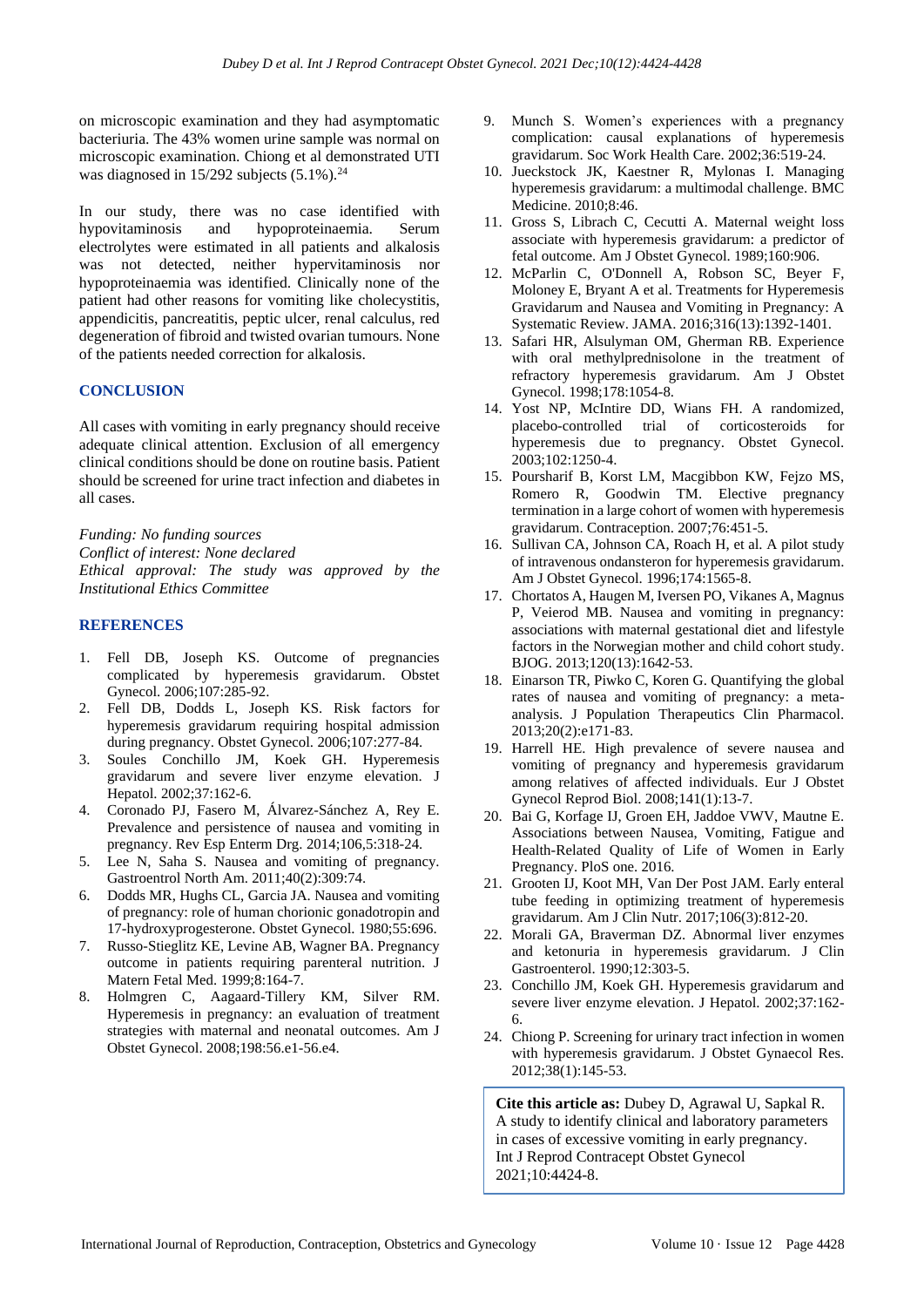on microscopic examination and they had asymptomatic bacteriuria. The 43% women urine sample was normal on microscopic examination. Chiong et al demonstrated UTI was diagnosed in 15/292 subjects (5.1%).[24]

In our study, there was no case identified with hypovitaminosis and hypoproteinaemia. Serum electrolytes were estimated in all patients and alkalosis was not detected, neither hypervitaminosis nor hypoproteinaemia was identified. Clinically none of the patient had other reasons for vomiting like cholecystitis, appendicitis, pancreatitis, peptic ulcer, renal calculus, red degeneration of fibroid and twisted ovarian tumours. None of the patients needed correction for alkalosis.

## CONCLUSION

All cases with vomiting in early pregnancy should receive adequate clinical attention. Exclusion of all emergency clinical conditions should be done on routine basis. Patient should be screened for urine tract infection and diabetes in all cases.

*Funding: No funding sources*
*Conflict of interest: None declared*
*Ethical approval: The study was approved by the Institutional Ethics Committee*

## REFERENCES

1. Fell DB, Joseph KS. Outcome of pregnancies complicated by hyperemesis gravidarum. Obstet Gynecol. 2006;107:285-92.
2. Fell DB, Dodds L, Joseph KS. Risk factors for hyperemesis gravidarum requiring hospital admission during pregnancy. Obstet Gynecol. 2006;107:277-84.
3. Soules Conchillo JM, Koek GH. Hyperemesis gravidarum and severe liver enzyme elevation. J Hepatol. 2002;37:162-6.
4. Coronado PJ, Fasero M, Álvarez-Sánchez A, Rey E. Prevalence and persistence of nausea and vomiting in pregnancy. Rev Esp Enterm Drg. 2014;106,5:318-24.
5. Lee N, Saha S. Nausea and vomiting of pregnancy. Gastroentrol North Am. 2011;40(2):309:74.
6. Dodds MR, Hughs CL, Garcia JA. Nausea and vomiting of pregnancy: role of human chorionic gonadotropin and 17-hydroxyprogesterone. Obstet Gynecol. 1980;55:696.
7. Russo-Stieglitz KE, Levine AB, Wagner BA. Pregnancy outcome in patients requiring parenteral nutrition. J Matern Fetal Med. 1999;8:164-7.
8. Holmgren C, Aagaard-Tillery KM, Silver RM. Hyperemesis in pregnancy: an evaluation of treatment strategies with maternal and neonatal outcomes. Am J Obstet Gynecol. 2008;198:56.e1-56.e4.
9. Munch S. Women's experiences with a pregnancy complication: causal explanations of hyperemesis gravidarum. Soc Work Health Care. 2002;36:519-24.
10. Jueckstock JK, Kaestner R, Mylonas I. Managing hyperemesis gravidarum: a multimodal challenge. BMC Medicine. 2010;8:46.
11. Gross S, Librach C, Cecutti A. Maternal weight loss associate with hyperemesis gravidarum: a predictor of fetal outcome. Am J Obstet Gynecol. 1989;160:906.
12. McParlin C, O'Donnell A, Robson SC, Beyer F, Moloney E, Bryant A et al. Treatments for Hyperemesis Gravidarum and Nausea and Vomiting in Pregnancy: A Systematic Review. JAMA. 2016;316(13):1392-1401.
13. Safari HR, Alsulyman OM, Gherman RB. Experience with oral methylprednisolone in the treatment of refractory hyperemesis gravidarum. Am J Obstet Gynecol. 1998;178:1054-8.
14. Yost NP, McIntire DD, Wians FH. A randomized, placebo-controlled trial of corticosteroids for hyperemesis due to pregnancy. Obstet Gynecol. 2003;102:1250-4.
15. Poursharif B, Korst LM, Macgibbon KW, Fejzo MS, Romero R, Goodwin TM. Elective pregnancy termination in a large cohort of women with hyperemesis gravidarum. Contraception. 2007;76:451-5.
16. Sullivan CA, Johnson CA, Roach H, et al. A pilot study of intravenous ondansteron for hyperemesis gravidarum. Am J Obstet Gynecol. 1996;174:1565-8.
17. Chortatos A, Haugen M, Iversen PO, Vikanes A, Magnus P, Veierod MB. Nausea and vomiting in pregnancy: associations with maternal gestational diet and lifestyle factors in the Norwegian mother and child cohort study. BJOG. 2013;120(13):1642-53.
18. Einarson TR, Piwko C, Koren G. Quantifying the global rates of nausea and vomiting of pregnancy: a meta-analysis. J Population Therapeutics Clin Pharmacol. 2013;20(2):e171-83.
19. Harrell HE. High prevalence of severe nausea and vomiting of pregnancy and hyperemesis gravidarum among relatives of affected individuals. Eur J Obstet Gynecol Reprod Biol. 2008;141(1):13-7.
20. Bai G, Korfage IJ, Groen EH, Jaddoe VWV, Mautne E. Associations between Nausea, Vomiting, Fatigue and Health-Related Quality of Life of Women in Early Pregnancy. PloS one. 2016.
21. Grooten IJ, Koot MH, Van Der Post JAM. Early enteral tube feeding in optimizing treatment of hyperemesis gravidarum. Am J Clin Nutr. 2017;106(3):812-20.
22. Morali GA, Braverman DZ. Abnormal liver enzymes and ketonuria in hyperemesis gravidarum. J Clin Gastroenterol. 1990;12:303-5.
23. Conchillo JM, Koek GH. Hyperemesis gravidarum and severe liver enzyme elevation. J Hepatol. 2002;37:162-6.
24. Chiong P. Screening for urinary tract infection in women with hyperemesis gravidarum. J Obstet Gynaecol Res. 2012;38(1):145-53.

**Cite this article as:** Dubey D, Agrawal U, Sapkal R. A study to identify clinical and laboratory parameters in cases of excessive vomiting in early pregnancy. Int J Reprod Contracept Obstet Gynecol 2021;10:4424-8.